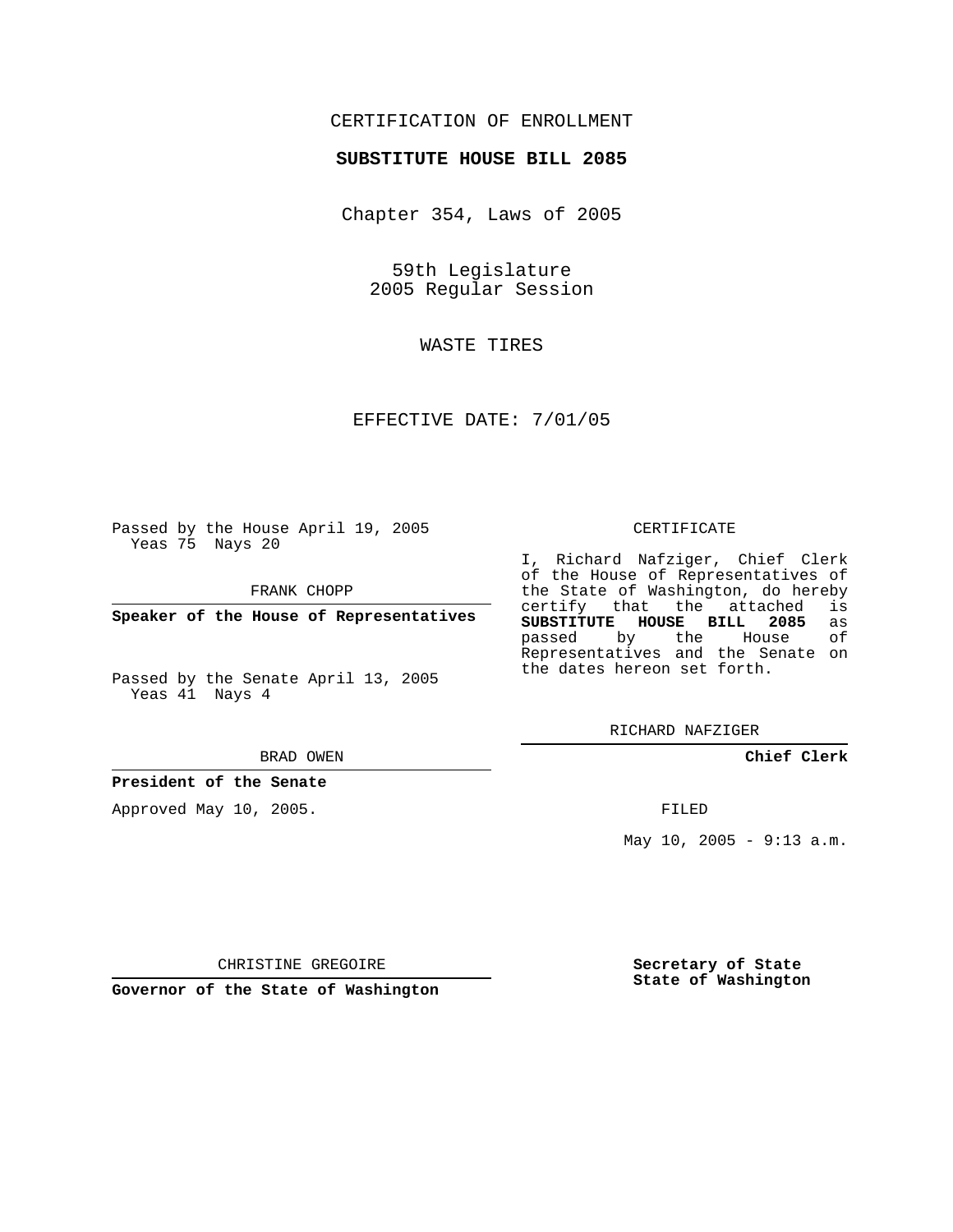CERTIFICATION OF ENROLLMENT

**SUBSTITUTE HOUSE BILL 2085**

Chapter 354, Laws of 2005

59th Legislature
2005 Regular Session

WASTE TIRES

EFFECTIVE DATE: 7/01/05

Passed by the House April 19, 2005
Yeas 75 Nays 20

FRANK CHOPP

**Speaker of the House of Representatives**

Passed by the Senate April 13, 2005
Yeas 41 Nays 4

BRAD OWEN

**President of the Senate**

Approved May 10, 2005.

CHRISTINE GREGOIRE

**Governor of the State of Washington**

CERTIFICATE

I, Richard Nafziger, Chief Clerk of the House of Representatives of the State of Washington, do hereby certify that the attached is **SUBSTITUTE HOUSE BILL 2085** as passed by the House of Representatives and the Senate on the dates hereon set forth.

RICHARD NAFZIGER

**Chief Clerk**

FILED

May 10, 2005 - 9:13 a.m.

**Secretary of State**
**State of Washington**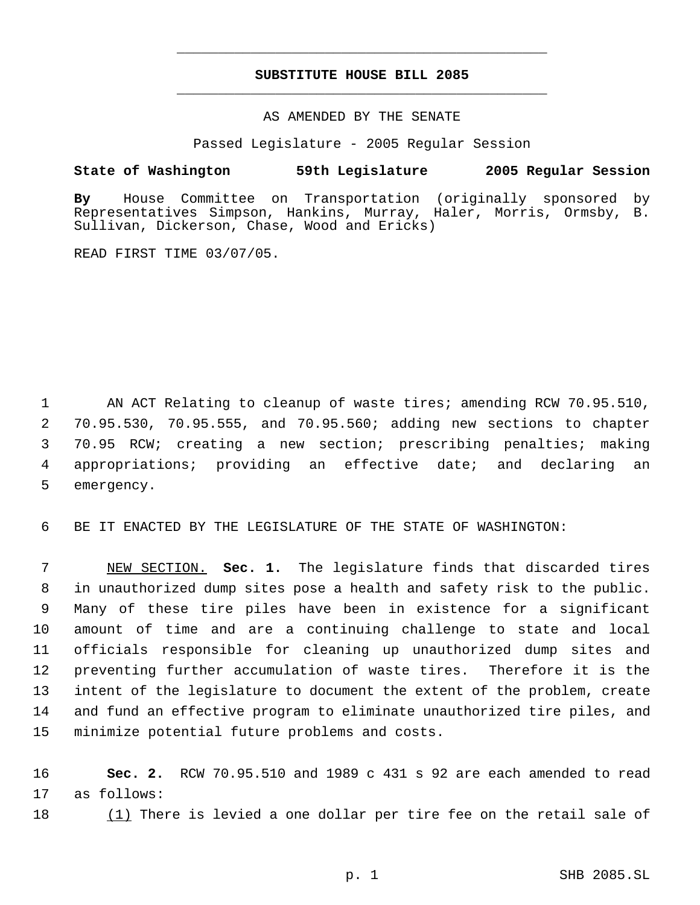# SUBSTITUTE HOUSE BILL 2085

AS AMENDED BY THE SENATE

Passed Legislature - 2005 Regular Session

**State of Washington 59th Legislature 2005 Regular Session**

**By** House Committee on Transportation (originally sponsored by Representatives Simpson, Hankins, Murray, Haler, Morris, Ormsby, B. Sullivan, Dickerson, Chase, Wood and Ericks)

READ FIRST TIME 03/07/05.

1 AN ACT Relating to cleanup of waste tires; amending RCW 70.95.510,
2 70.95.530, 70.95.555, and 70.95.560; adding new sections to chapter
3 70.95 RCW; creating a new section; prescribing penalties; making
4 appropriations; providing an effective date; and declaring an
5 emergency.

6 BE IT ENACTED BY THE LEGISLATURE OF THE STATE OF WASHINGTON:

7 <u>NEW SECTION.</u> **Sec. 1.** The legislature finds that discarded tires
8 in unauthorized dump sites pose a health and safety risk to the public.
9 Many of these tire piles have been in existence for a significant
10 amount of time and are a continuing challenge to state and local
11 officials responsible for cleaning up unauthorized dump sites and
12 preventing further accumulation of waste tires. Therefore it is the
13 intent of the legislature to document the extent of the problem, create
14 and fund an effective program to eliminate unauthorized tire piles, and
15 minimize potential future problems and costs.

16 **Sec. 2.** RCW 70.95.510 and 1989 c 431 s 92 are each amended to read
17 as follows:

18 <u>(1)</u> There is levied a one dollar per tire fee on the retail sale of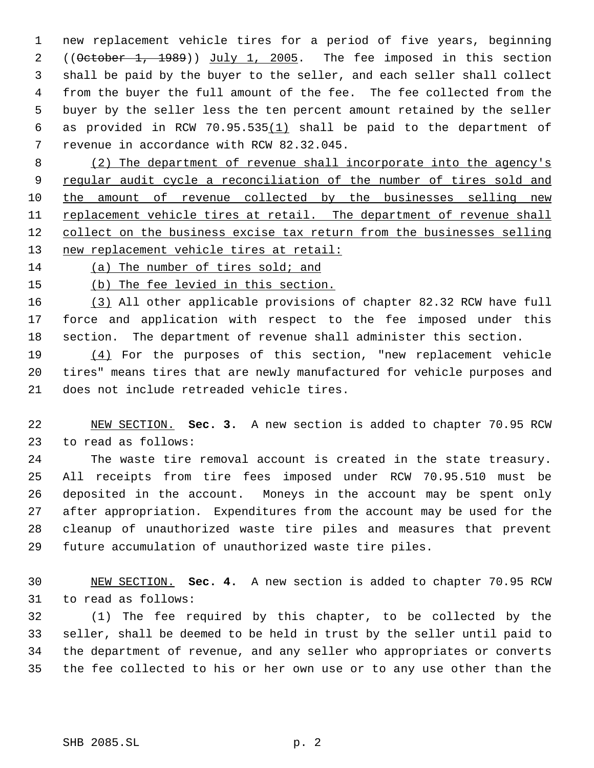new replacement vehicle tires for a period of five years, beginning ((~~October 1, 1989~~)) <u>July 1, 2005</u>. The fee imposed in this section shall be paid by the buyer to the seller, and each seller shall collect from the buyer the full amount of the fee. The fee collected from the buyer by the seller less the ten percent amount retained by the seller as provided in RCW 70.95.535<u>(1)</u> shall be paid to the department of revenue in accordance with RCW 82.32.045.

<u>(2) The department of revenue shall incorporate into the agency's regular audit cycle a reconciliation of the number of tires sold and the amount of revenue collected by the businesses selling new replacement vehicle tires at retail. The department of revenue shall collect on the business excise tax return from the businesses selling new replacement vehicle tires at retail:</u>

<u>(a) The number of tires sold; and</u>

<u>(b) The fee levied in this section.</u>

<u>(3)</u> All other applicable provisions of chapter 82.32 RCW have full force and application with respect to the fee imposed under this section. The department of revenue shall administer this section.

<u>(4)</u> For the purposes of this section, "new replacement vehicle tires" means tires that are newly manufactured for vehicle purposes and does not include retreaded vehicle tires.

<u>NEW SECTION.</u> **Sec. 3.** A new section is added to chapter 70.95 RCW to read as follows:

The waste tire removal account is created in the state treasury. All receipts from tire fees imposed under RCW 70.95.510 must be deposited in the account. Moneys in the account may be spent only after appropriation. Expenditures from the account may be used for the cleanup of unauthorized waste tire piles and measures that prevent future accumulation of unauthorized waste tire piles.

<u>NEW SECTION.</u> **Sec. 4.** A new section is added to chapter 70.95 RCW to read as follows:

(1) The fee required by this chapter, to be collected by the seller, shall be deemed to be held in trust by the seller until paid to the department of revenue, and any seller who appropriates or converts the fee collected to his or her own use or to any use other than the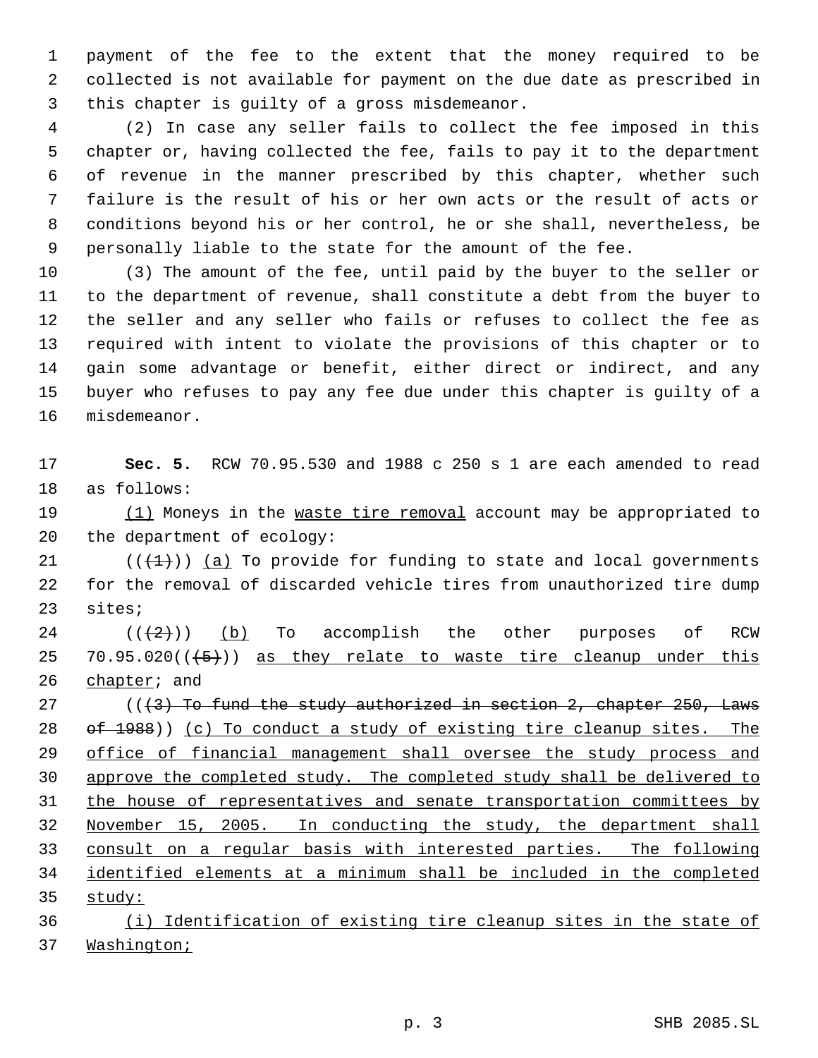payment of the fee to the extent that the money required to be collected is not available for payment on the due date as prescribed in this chapter is guilty of a gross misdemeanor.

(2) In case any seller fails to collect the fee imposed in this chapter or, having collected the fee, fails to pay it to the department of revenue in the manner prescribed by this chapter, whether such failure is the result of his or her own acts or the result of acts or conditions beyond his or her control, he or she shall, nevertheless, be personally liable to the state for the amount of the fee.

(3) The amount of the fee, until paid by the buyer to the seller or to the department of revenue, shall constitute a debt from the buyer to the seller and any seller who fails or refuses to collect the fee as required with intent to violate the provisions of this chapter or to gain some advantage or benefit, either direct or indirect, and any buyer who refuses to pay any fee due under this chapter is guilty of a misdemeanor.

**Sec. 5.** RCW 70.95.530 and 1988 c 250 s 1 are each amended to read as follows:

<u>(1)</u> Moneys in the <u>waste tire removal</u> account may be appropriated to the department of ecology:

(( ~~(1)~~ )) <u>(a)</u> To provide for funding to state and local governments for the removal of discarded vehicle tires from unauthorized tire dump sites;

(( ~~(2)~~ )) <u>(b)</u> To accomplish the other purposes of RCW 70.95.020(( ~~(5)~~ )) <u>as they relate to waste tire cleanup under this chapter</u>; and

(( ~~(3) To fund the study authorized in section 2, chapter 250, Laws of 1988~~ )) <u>(c) To conduct a study of existing tire cleanup sites. The office of financial management shall oversee the study process and approve the completed study. The completed study shall be delivered to the house of representatives and senate transportation committees by November 15, 2005. In conducting the study, the department shall consult on a regular basis with interested parties. The following identified elements at a minimum shall be included in the completed study:</u>

<u>(i) Identification of existing tire cleanup sites in the state of Washington;</u>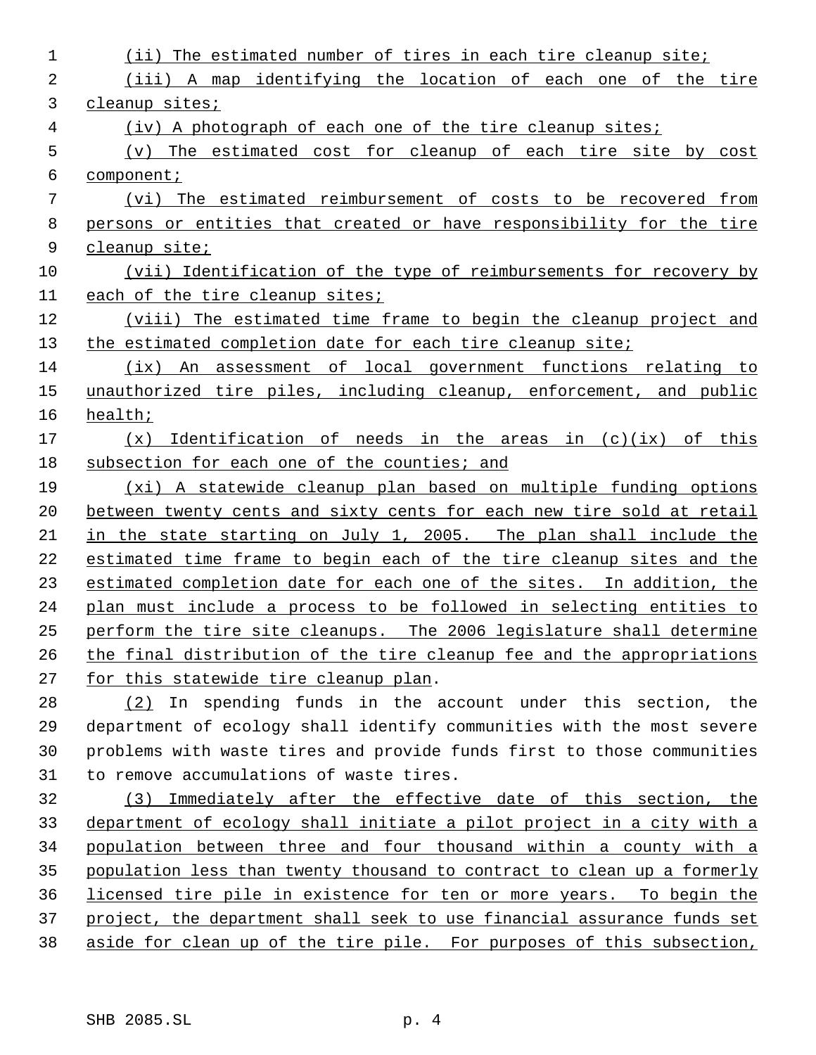(ii) The estimated number of tires in each tire cleanup site;

(iii) A map identifying the location of each one of the tire cleanup sites;

(iv) A photograph of each one of the tire cleanup sites;

(v) The estimated cost for cleanup of each tire site by cost component;

(vi) The estimated reimbursement of costs to be recovered from persons or entities that created or have responsibility for the tire cleanup site;

(vii) Identification of the type of reimbursements for recovery by each of the tire cleanup sites;

(viii) The estimated time frame to begin the cleanup project and the estimated completion date for each tire cleanup site;

(ix) An assessment of local government functions relating to unauthorized tire piles, including cleanup, enforcement, and public health;

(x) Identification of needs in the areas in (c)(ix) of this subsection for each one of the counties; and

(xi) A statewide cleanup plan based on multiple funding options between twenty cents and sixty cents for each new tire sold at retail in the state starting on July 1, 2005. The plan shall include the estimated time frame to begin each of the tire cleanup sites and the estimated completion date for each one of the sites. In addition, the plan must include a process to be followed in selecting entities to perform the tire site cleanups. The 2006 legislature shall determine the final distribution of the tire cleanup fee and the appropriations for this statewide tire cleanup plan.

(2) In spending funds in the account under this section, the department of ecology shall identify communities with the most severe problems with waste tires and provide funds first to those communities to remove accumulations of waste tires.

(3) Immediately after the effective date of this section, the department of ecology shall initiate a pilot project in a city with a population between three and four thousand within a county with a population less than twenty thousand to contract to clean up a formerly licensed tire pile in existence for ten or more years. To begin the project, the department shall seek to use financial assurance funds set aside for clean up of the tire pile. For purposes of this subsection,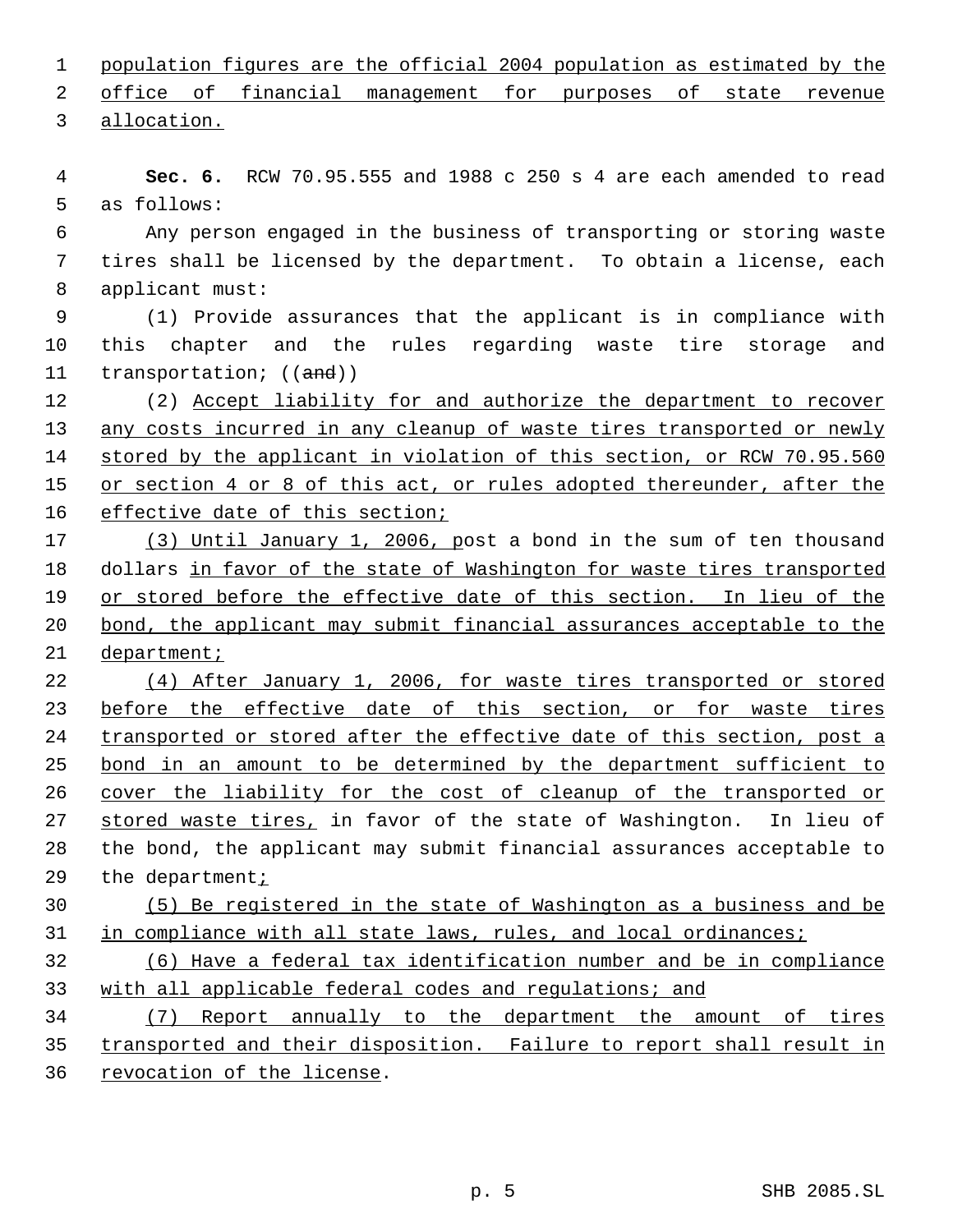population figures are the official 2004 population as estimated by the office of financial management for purposes of state revenue allocation.

**Sec. 6.** RCW 70.95.555 and 1988 c 250 s 4 are each amended to read as follows:

Any person engaged in the business of transporting or storing waste tires shall be licensed by the department. To obtain a license, each applicant must:

(1) Provide assurances that the applicant is in compliance with this chapter and the rules regarding waste tire storage and transportation; ((~~and~~))

(2) Accept liability for and authorize the department to recover any costs incurred in any cleanup of waste tires transported or newly stored by the applicant in violation of this section, or RCW 70.95.560 or section 4 or 8 of this act, or rules adopted thereunder, after the effective date of this section;

(3) Until January 1, 2006, post a bond in the sum of ten thousand dollars in favor of the state of Washington for waste tires transported or stored before the effective date of this section. In lieu of the bond, the applicant may submit financial assurances acceptable to the department;

(4) After January 1, 2006, for waste tires transported or stored before the effective date of this section, or for waste tires transported or stored after the effective date of this section, post a bond in an amount to be determined by the department sufficient to cover the liability for the cost of cleanup of the transported or stored waste tires, in favor of the state of Washington. In lieu of the bond, the applicant may submit financial assurances acceptable to the department;

(5) Be registered in the state of Washington as a business and be in compliance with all state laws, rules, and local ordinances;

(6) Have a federal tax identification number and be in compliance with all applicable federal codes and regulations; and

(7) Report annually to the department the amount of tires transported and their disposition. Failure to report shall result in revocation of the license.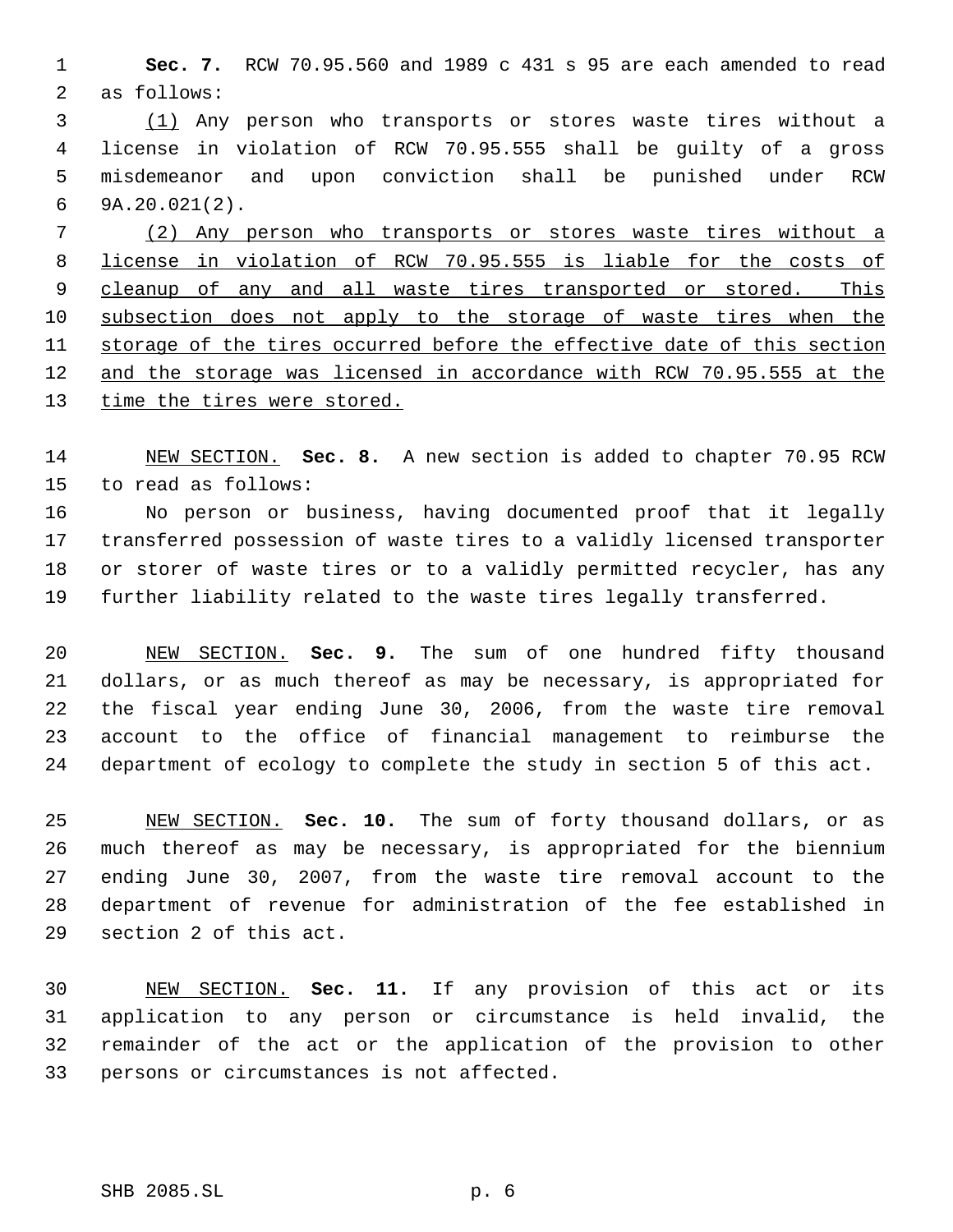**Sec. 7.** RCW 70.95.560 and 1989 c 431 s 95 are each amended to read as follows:

(1) Any person who transports or stores waste tires without a license in violation of RCW 70.95.555 shall be guilty of a gross misdemeanor and upon conviction shall be punished under RCW 9A.20.021(2).

(2) Any person who transports or stores waste tires without a license in violation of RCW 70.95.555 is liable for the costs of cleanup of any and all waste tires transported or stored. This subsection does not apply to the storage of waste tires when the storage of the tires occurred before the effective date of this section and the storage was licensed in accordance with RCW 70.95.555 at the time the tires were stored.

NEW SECTION. **Sec. 8.** A new section is added to chapter 70.95 RCW to read as follows:

No person or business, having documented proof that it legally transferred possession of waste tires to a validly licensed transporter or storer of waste tires or to a validly permitted recycler, has any further liability related to the waste tires legally transferred.

NEW SECTION. **Sec. 9.** The sum of one hundred fifty thousand dollars, or as much thereof as may be necessary, is appropriated for the fiscal year ending June 30, 2006, from the waste tire removal account to the office of financial management to reimburse the department of ecology to complete the study in section 5 of this act.

NEW SECTION. **Sec. 10.** The sum of forty thousand dollars, or as much thereof as may be necessary, is appropriated for the biennium ending June 30, 2007, from the waste tire removal account to the department of revenue for administration of the fee established in section 2 of this act.

NEW SECTION. **Sec. 11.** If any provision of this act or its application to any person or circumstance is held invalid, the remainder of the act or the application of the provision to other persons or circumstances is not affected.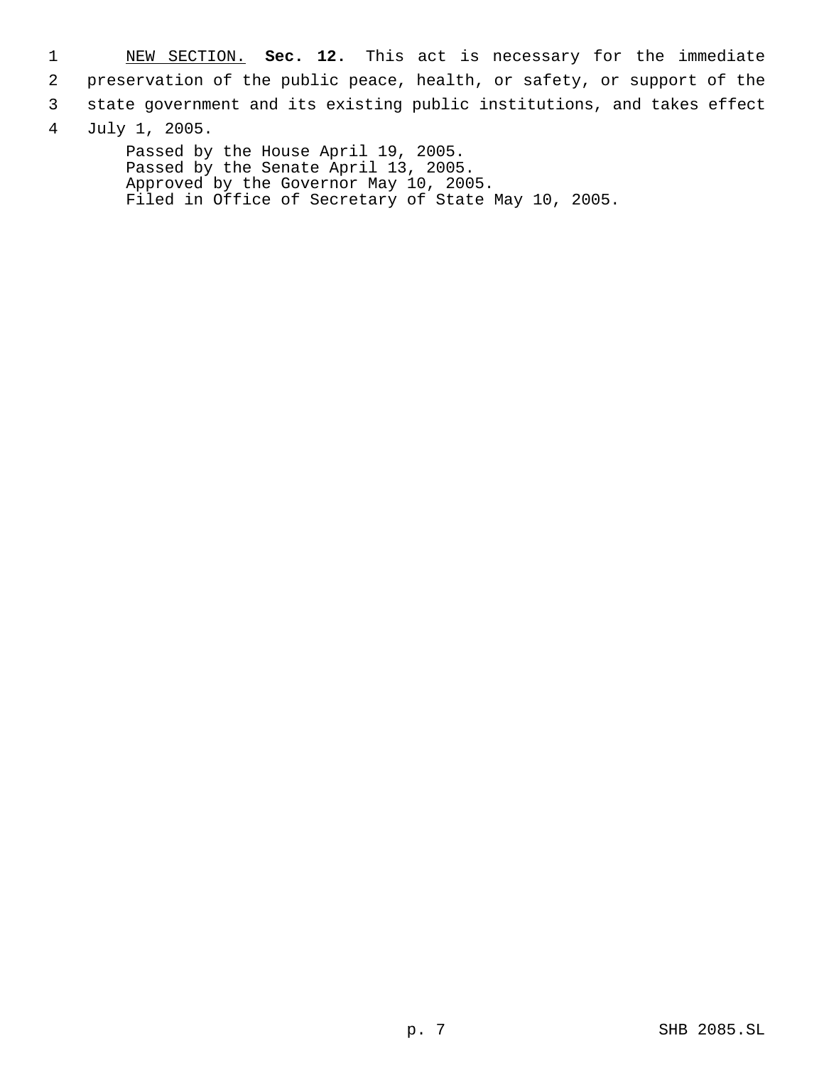NEW SECTION. **Sec. 12.** This act is necessary for the immediate preservation of the public peace, health, or safety, or support of the state government and its existing public institutions, and takes effect July 1, 2005.

Passed by the House April 19, 2005.
Passed by the Senate April 13, 2005.
Approved by the Governor May 10, 2005.
Filed in Office of Secretary of State May 10, 2005.